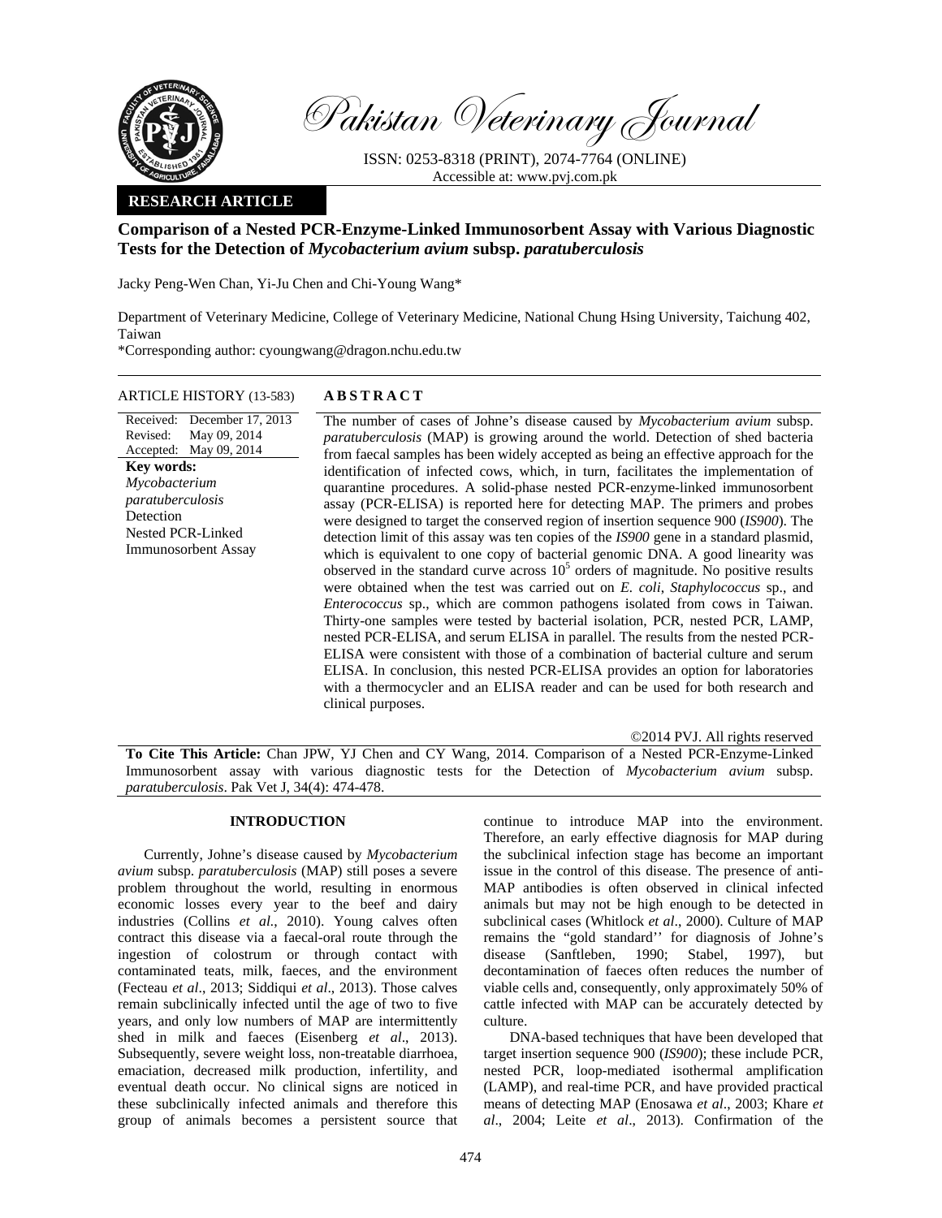# Comparison of a Nested PCR-Enzyme-Linked Immunosorbent Assay with Various Diagnostic Tests for the Detection of *Mycobacterium avium* subsp. *paratuberculosis*

Jacky Peng-Wen Chan, Yi-Ju Chen and Chi-Young Wang*

Department of Veterinary Medicine, College of Veterinary Medicine, National Chung Hsing University, Taichung 402, Taiwan

*Corresponding author: cyoungwang@dragon.nchu.edu.tw

**RESEARCH ARTICLE**

**ARTICLE HISTORY** (13-583)

Received: December 17, 2013
Revised: May 09, 2014
Accepted: May 09, 2014

**Key words:**
*Mycobacterium paratuberculosis*
Detection
Nested PCR-Linked Immunosorbent Assay

## ABSTRACT

The number of cases of Johne's disease caused by *Mycobacterium avium* subsp. *paratuberculosis* (MAP) is growing around the world. Detection of shed bacteria from faecal samples has been widely accepted as being an effective approach for the identification of infected cows, which, in turn, facilitates the implementation of quarantine procedures. A solid-phase nested PCR-enzyme-linked immunosorbent assay (PCR-ELISA) is reported here for detecting MAP. The primers and probes were designed to target the conserved region of insertion sequence 900 (*IS900*). The detection limit of this assay was ten copies of the *IS900* gene in a standard plasmid, which is equivalent to one copy of bacterial genomic DNA. A good linearity was observed in the standard curve across $10^5$ orders of magnitude. No positive results were obtained when the test was carried out on *E. coli*, *Staphylococcus* sp., and *Enterococcus* sp., which are common pathogens isolated from cows in Taiwan. Thirty-one samples were tested by bacterial isolation, PCR, nested PCR, LAMP, nested PCR-ELISA, and serum ELISA in parallel. The results from the nested PCR-ELISA were consistent with those of a combination of bacterial culture and serum ELISA. In conclusion, this nested PCR-ELISA provides an option for laboratories with a thermocycler and an ELISA reader and can be used for both research and clinical purposes.

©2014 PVJ. All rights reserved

**To Cite This Article:** Chan JPW, YJ Chen and CY Wang, 2014. Comparison of a Nested PCR-Enzyme-Linked Immunosorbent assay with various diagnostic tests for the Detection of *Mycobacterium avium* subsp. *paratuberculosis*. Pak Vet J, 34(4): 474-478.

## INTRODUCTION

Currently, Johne's disease caused by *Mycobacterium avium* subsp. *paratuberculosis* (MAP) still poses a severe problem throughout the world, resulting in enormous economic losses every year to the beef and dairy industries (Collins *et al*., 2010). Young calves often contract this disease via a faecal-oral route through the ingestion of colostrum or through contact with contaminated teats, milk, faeces, and the environment (Fecteau *et al*., 2013; Siddiqui *et al*., 2013). Those calves remain subclinically infected until the age of two to five years, and only low numbers of MAP are intermittently shed in milk and faeces (Eisenberg *et al*., 2013). Subsequently, severe weight loss, non-treatable diarrhoea, emaciation, decreased milk production, infertility, and eventual death occur. No clinical signs are noticed in these subclinically infected animals and therefore this group of animals becomes a persistent source that continue to introduce MAP into the environment. Therefore, an early effective diagnosis for MAP during the subclinical infection stage has become an important issue in the control of this disease. The presence of anti-MAP antibodies is often observed in clinical infected animals but may not be high enough to be detected in subclinical cases (Whitlock *et al*., 2000). Culture of MAP remains the "gold standard'' for diagnosis of Johne's disease (Sanftleben, 1990; Stabel, 1997), but decontamination of faeces often reduces the number of viable cells and, consequently, only approximately 50% of cattle infected with MAP can be accurately detected by culture.

DNA-based techniques that have been developed that target insertion sequence 900 (*IS900*); these include PCR, nested PCR, loop-mediated isothermal amplification (LAMP), and real-time PCR, and have provided practical means of detecting MAP (Enosawa *et al*., 2003; Khare *et al*., 2004; Leite *et al*., 2013). Confirmation of the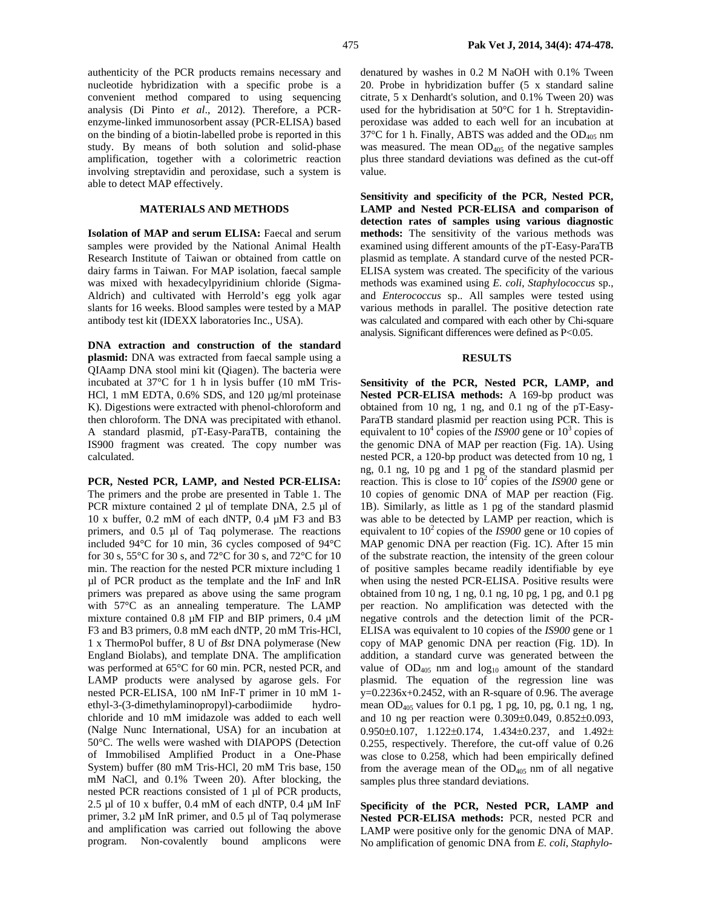authenticity of the PCR products remains necessary and nucleotide hybridization with a specific probe is a convenient method compared to using sequencing analysis (Di Pinto *et al*., 2012). Therefore, a PCR-enzyme-linked immunosorbent assay (PCR-ELISA) based on the binding of a biotin-labelled probe is reported in this study. By means of both solution and solid-phase amplification, together with a colorimetric reaction involving streptavidin and peroxidase, such a system is able to detect MAP effectively.

## MATERIALS AND METHODS

**Isolation of MAP and serum ELISA:** Faecal and serum samples were provided by the National Animal Health Research Institute of Taiwan or obtained from cattle on dairy farms in Taiwan. For MAP isolation, faecal sample was mixed with hexadecylpyridinium chloride (Sigma-Aldrich) and cultivated with Herrold's egg yolk agar slants for 16 weeks. Blood samples were tested by a MAP antibody test kit (IDEXX laboratories Inc., USA).

**DNA extraction and construction of the standard plasmid:** DNA was extracted from faecal sample using a QIAamp DNA stool mini kit (Qiagen). The bacteria were incubated at 37°C for 1 h in lysis buffer (10 mM Tris-HCl, 1 mM EDTA, 0.6% SDS, and 120 µg/ml proteinase K). Digestions were extracted with phenol-chloroform and then chloroform. The DNA was precipitated with ethanol. A standard plasmid, pT-Easy-ParaTB, containing the IS900 fragment was created. The copy number was calculated.

**PCR, Nested PCR, LAMP, and Nested PCR-ELISA:** The primers and the probe are presented in Table 1. The PCR mixture contained 2 µl of template DNA, 2.5 µl of 10 x buffer, 0.2 mM of each dNTP, 0.4 µM F3 and B3 primers, and 0.5 µl of Taq polymerase. The reactions included 94°C for 10 min, 36 cycles composed of 94°C for 30 s, 55°C for 30 s, and 72°C for 30 s, and 72°C for 10 min. The reaction for the nested PCR mixture including 1 µl of PCR product as the template and the InF and InR primers was prepared as above using the same program with 57°C as an annealing temperature. The LAMP mixture contained 0.8 µM FIP and BIP primers, 0.4 µM F3 and B3 primers, 0.8 mM each dNTP, 20 mM Tris-HCl, 1 x ThermoPol buffer, 8 U of *Bst* DNA polymerase (New England Biolabs), and template DNA. The amplification was performed at 65°C for 60 min. PCR, nested PCR, and LAMP products were analysed by agarose gels. For nested PCR-ELISA, 100 nM InF-T primer in 10 mM 1-ethyl-3-(3-dimethylaminopropyl)-carbodiimide hydrochloride and 10 mM imidazole was added to each well (Nalge Nunc International, USA) for an incubation at 50°C. The wells were washed with DIAPOPS (Detection of Immobilised Amplified Product in a One-Phase System) buffer (80 mM Tris-HCl, 20 mM Tris base, 150 mM NaCl, and 0.1% Tween 20). After blocking, the nested PCR reactions consisted of 1 µl of PCR products, 2.5 µl of 10 x buffer, 0.4 mM of each dNTP, 0.4 µM InF primer, 3.2 µM InR primer, and 0.5 µl of Taq polymerase and amplification was carried out following the above program. Non-covalently bound amplicons were denatured by washes in 0.2 M NaOH with 0.1% Tween 20. Probe in hybridization buffer (5 x standard saline citrate, 5 x Denhardt's solution, and 0.1% Tween 20) was used for the hybridisation at 50°C for 1 h. Streptavidin-peroxidase was added to each well for an incubation at 37°C for 1 h. Finally, ABTS was added and the $OD_{405}$ nm was measured. The mean $OD_{405}$ of the negative samples plus three standard deviations was defined as the cut-off value.

**Sensitivity and specificity of the PCR, Nested PCR, LAMP and Nested PCR-ELISA and comparison of detection rates of samples using various diagnostic methods:** The sensitivity of the various methods was examined using different amounts of the pT-Easy-ParaTB plasmid as template. A standard curve of the nested PCR-ELISA system was created. The specificity of the various methods was examined using *E. coli*, *Staphylococcus* sp., and *Enterococcus* sp.. All samples were tested using various methods in parallel. The positive detection rate was calculated and compared with each other by Chi-square analysis. Significant differences were defined as $P<0.05$.

## RESULTS

**Sensitivity of the PCR, Nested PCR, LAMP, and Nested PCR-ELISA methods:** A 169-bp product was obtained from 10 ng, 1 ng, and 0.1 ng of the pT-Easy-ParaTB standard plasmid per reaction using PCR. This is equivalent to $10^4$ copies of the *IS900* gene or $10^3$ copies of the genomic DNA of MAP per reaction (Fig. 1A). Using nested PCR, a 120-bp product was detected from 10 ng, 1 ng, 0.1 ng, 10 pg and 1 pg of the standard plasmid per reaction. This is close to $10^2$ copies of the *IS900* gene or 10 copies of genomic DNA of MAP per reaction (Fig. 1B). Similarly, as little as 1 pg of the standard plasmid was able to be detected by LAMP per reaction, which is equivalent to $10^2$ copies of the *IS900* gene or 10 copies of MAP genomic DNA per reaction (Fig. 1C). After 15 min of the substrate reaction, the intensity of the green colour of positive samples became readily identifiable by eye when using the nested PCR-ELISA. Positive results were obtained from 10 ng, 1 ng, 0.1 ng, 10 pg, 1 pg, and 0.1 pg per reaction. No amplification was detected with the negative controls and the detection limit of the PCR-ELISA was equivalent to 10 copies of the *IS900* gene or 1 copy of MAP genomic DNA per reaction (Fig. 1D). In addition, a standard curve was generated between the value of $OD_{405}$ nm and $\log_{10}$ amount of the standard plasmid. The equation of the regression line was $y=0.2236x+0.2452$, with an R-square of 0.96. The average mean $OD_{405}$ values for 0.1 pg, 1 pg, 10, pg, 0.1 ng, 1 ng, and 10 ng per reaction were $0.309\pm0.049$, $0.852\pm0.093$, $0.950\pm0.107$, $1.122\pm0.174$, $1.434\pm0.237$, and $1.492\pm0.255$, respectively. Therefore, the cut-off value of 0.26 was close to 0.258, which had been empirically defined from the average mean of the $OD_{405}$ nm of all negative samples plus three standard deviations.

**Specificity of the PCR, Nested PCR, LAMP and Nested PCR-ELISA methods:** PCR, nested PCR and LAMP were positive only for the genomic DNA of MAP. No amplification of genomic DNA from *E. coli*, *Staphylo-*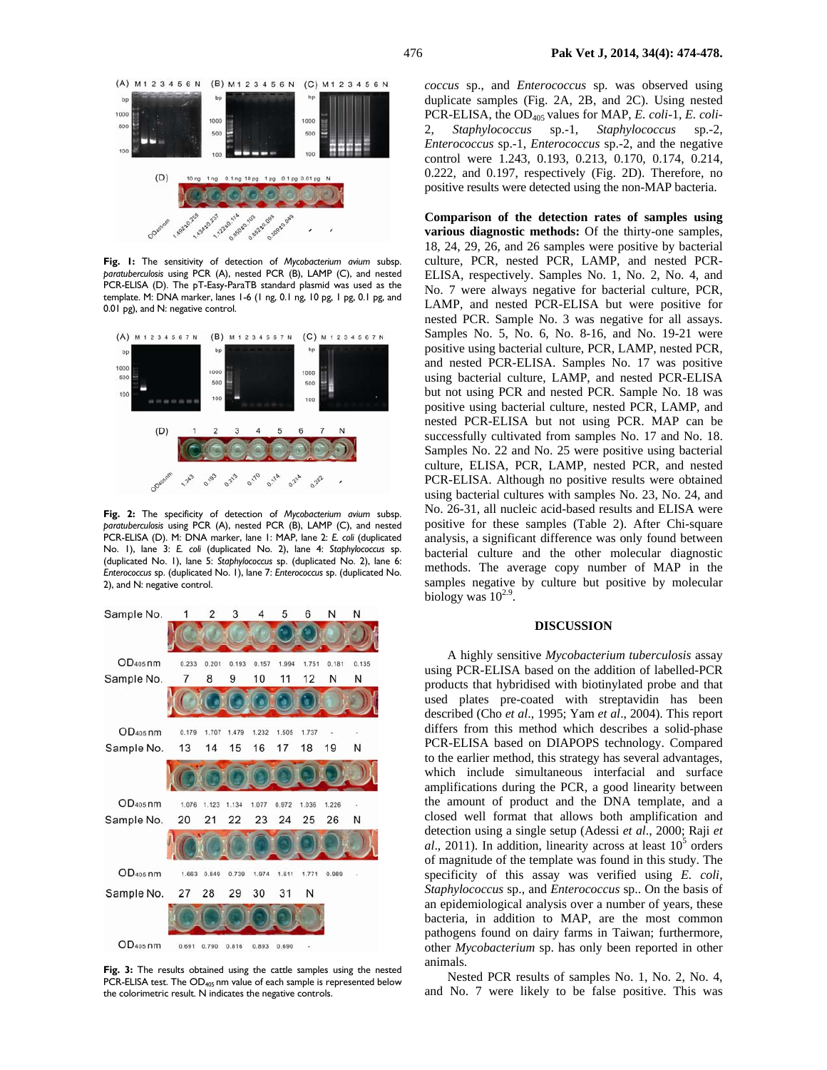**Fig. 1:** The sensitivity of detection of *Mycobacterium avium* subsp. *paratuberculosis* using PCR (A), nested PCR (B), LAMP (C), and nested PCR-ELISA (D). The pT-Easy-ParaTB standard plasmid was used as the template. M: DNA marker, lanes 1-6 (1 ng, 0.1 ng, 10 pg, 1 pg, 0.1 pg, and 0.01 pg), and N: negative control.

**Fig. 2:** The specificity of detection of *Mycobacterium avium* subsp. *paratuberculosis* using PCR (A), nested PCR (B), LAMP (C), and nested PCR-ELISA (D). M: DNA marker, lane 1: MAP, lane 2: *E. coli* (duplicated No. 1), lane 3: *E. coli* (duplicated No. 2), lane 4: *Staphylococcus* sp. (duplicated No. 1), lane 5: *Staphylococcus* sp. (duplicated No. 2), lane 6: *Enterococcus* sp. (duplicated No. 1), lane 7: *Enterococcus* sp. (duplicated No. 2), and N: negative control.

**Fig. 3:** The results obtained using the cattle samples using the nested PCR-ELISA test. The $OD_{405}$ nm value of each sample is represented below the colorimetric result. N indicates the negative controls.

*coccus* sp., and *Enterococcus* sp. was observed using duplicate samples (Fig. 2A, 2B, and 2C). Using nested PCR-ELISA, the $OD_{405}$ values for MAP, *E. coli*-1, *E. coli*-2, *Staphylococcus* sp.-1, *Staphylococcus* sp.-2, *Enterococcus* sp.-1, *Enterococcus* sp.-2, and the negative control were 1.243, 0.193, 0.213, 0.170, 0.174, 0.214, 0.222, and 0.197, respectively (Fig. 2D). Therefore, no positive results were detected using the non-MAP bacteria.

**Comparison of the detection rates of samples using various diagnostic methods:** Of the thirty-one samples, 18, 24, 29, 26, and 26 samples were positive by bacterial culture, PCR, nested PCR, LAMP, and nested PCR-ELISA, respectively. Samples No. 1, No. 2, No. 4, and No. 7 were always negative for bacterial culture, PCR, LAMP, and nested PCR-ELISA but were positive for nested PCR. Sample No. 3 was negative for all assays. Samples No. 5, No. 6, No. 8-16, and No. 19-21 were positive using bacterial culture, PCR, LAMP, nested PCR, and nested PCR-ELISA. Samples No. 17 was positive using bacterial culture, LAMP, and nested PCR-ELISA but not using PCR and nested PCR. Sample No. 18 was positive using bacterial culture, nested PCR, LAMP, and nested PCR-ELISA but not using PCR. MAP can be successfully cultivated from samples No. 17 and No. 18. Samples No. 22 and No. 25 were positive using bacterial culture, ELISA, PCR, LAMP, nested PCR, and nested PCR-ELISA. Although no positive results were obtained using bacterial cultures with samples No. 23, No. 24, and No. 26-31, all nucleic acid-based results and ELISA were positive for these samples (Table 2). After Chi-square analysis, a significant difference was only found between bacterial culture and the other molecular diagnostic methods. The average copy number of MAP in the samples negative by culture but positive by molecular biology was $10^{2.9}$.

## DISCUSSION

A highly sensitive *Mycobacterium tuberculosis* assay using PCR-ELISA based on the addition of labelled-PCR products that hybridised with biotinylated probe and that used plates pre-coated with streptavidin has been described (Cho *et al*., 1995; Yam *et al*., 2004). This report differs from this method which describes a solid-phase PCR-ELISA based on DIAPOPS technology. Compared to the earlier method, this strategy has several advantages, which include simultaneous interfacial and surface amplifications during the PCR, a good linearity between the amount of product and the DNA template, and a closed well format that allows both amplification and detection using a single setup (Adessi *et al*., 2000; Raji *et al*., 2011). In addition, linearity across at least $10^5$ orders of magnitude of the template was found in this study. The specificity of this assay was verified using *E. coli*, *Staphylococcus* sp., and *Enterococcus* sp.. On the basis of an epidemiological analysis over a number of years, these bacteria, in addition to MAP, are the most common pathogens found on dairy farms in Taiwan; furthermore, other *Mycobacterium* sp. has only been reported in other animals.

Nested PCR results of samples No. 1, No. 2, No. 4, and No. 7 were likely to be false positive. This was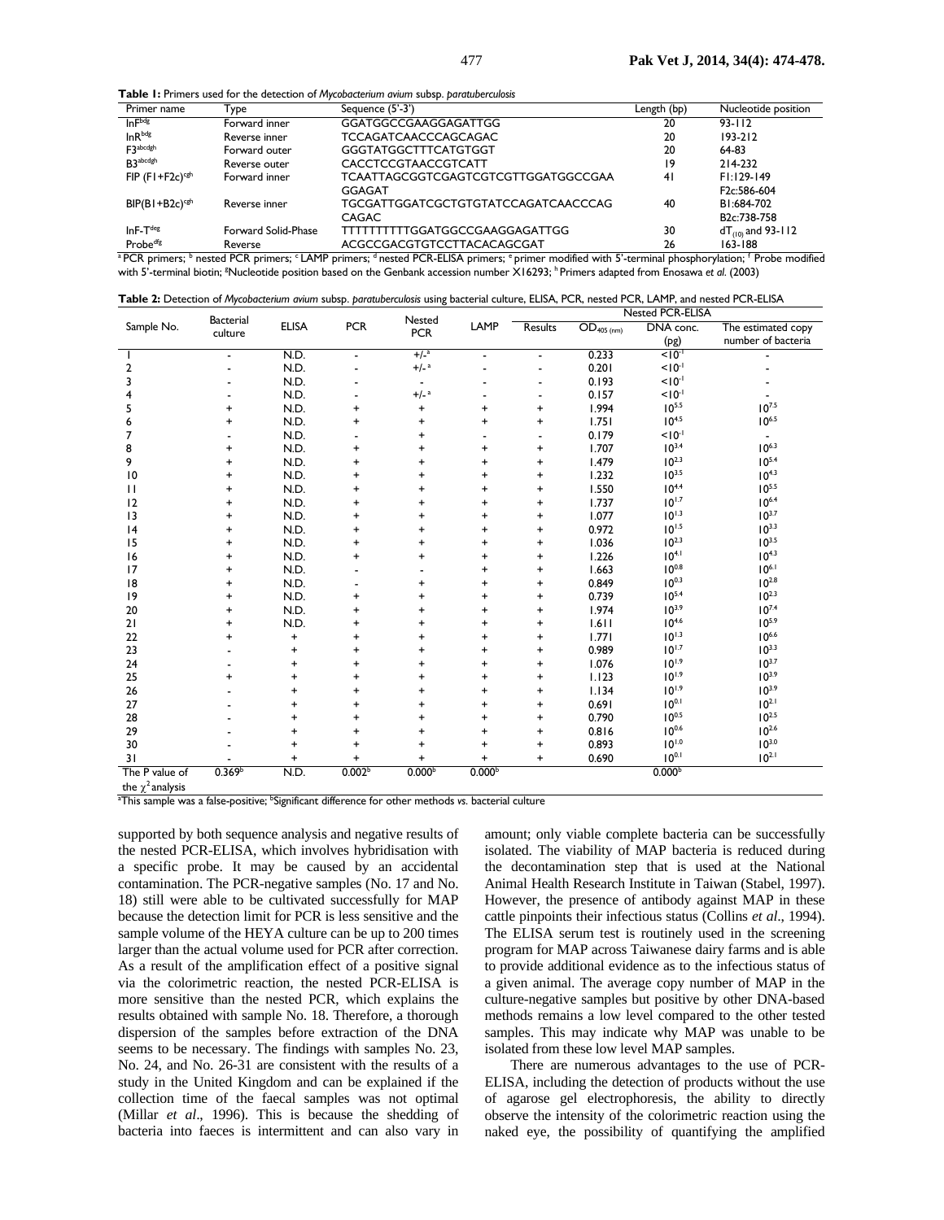**Table 1:** Primers used for the detection of *Mycobacterium avium* subsp. *paratuberculosis*

| Primer name | Type | Sequence (5'-3') | Length (bp) | Nucleotide position |
|---|---|---|---|---|
| InF[bdg] | Forward inner | GGATGGCCGAAGGAGATTGG | 20 | 93-112 |
| InR[bdg] | Reverse inner | TCCAGATCAACCCAGCAGAC | 20 | 193-212 |
| F3[abcdgh] | Forward outer | GGGTATGGCTTTCATGTGGT | 20 | 64-83 |
| B3[abcdgh] | Reverse outer | CACCTCCGTAACCGTCATT | 19 | 214-232 |
| FIP (F1+F2c)[cgh] | Forward inner | TCAATTAGCGGTCGAGTCGTCGTTGGATGGCCGAA GGAGAT | 41 | F1:129-149 F2c:586-604 |
| BIP(B1+B2c)[cgh] | Reverse inner | TGCGATTGGATCGCTGTGTATCCAGATCAACCCAG CAGAC | 40 | B1:684-702 B2c:738-758 |
| InF-T[deg] | Forward Solid-Phase | TTTTTTTTTTGGATGGCCGAAGGAGATTGG | 30 | $dT_{(10)}$ and 93-112 |
| Probe[dfg] | Reverse | ACGCCGACGTGTCCTTACACAGCGAT | 26 | 163-188 |

[a] PCR primers; [b] nested PCR primers; [c] LAMP primers; [d] nested PCR-ELISA primers; [e] primer modified with 5'-terminal phosphorylation; [f] Probe modified with 5'-terminal biotin; [g]Nucleotide position based on the Genbank accession number X16293; [h] Primers adapted from Enosawa *et al.* (2003)

**Table 2:** Detection of *Mycobacterium avium* subsp. *paratuberculosis* using bacterial culture, ELISA, PCR, nested PCR, LAMP, and nested PCR-ELISA

| Sample No. | Bacterial culture | ELISA | PCR | Nested PCR | LAMP | Nested PCR-ELISA | | | |
|---|---|---|---|---|---|---|---|---|---|
| | | | | | | Results | $OD_{405\ (nm)}$ | DNA conc. (pg) | The estimated copy number of bacteria |
| 1 | - | N.D. | - | +/-[a] | - | - | 0.233 | $<10^{-1}$ | - |
| 2 | - | N.D. | - | +/-[a] | - | - | 0.201 | $<10^{-1}$ | - |
| 3 | - | N.D. | - | - | - | - | 0.193 | $<10^{-1}$ | - |
| 4 | - | N.D. | - | +/-[a] | - | - | 0.157 | $<10^{-1}$ | - |
| 5 | + | N.D. | + | + | + | + | 1.994 | $10^{5.5}$ | $10^{7.5}$ |
| 6 | + | N.D. | + | + | + | + | 1.751 | $10^{4.5}$ | $10^{6.5}$ |
| 7 | - | N.D. | - | + | - | - | 0.179 | $<10^{-1}$ | - |
| 8 | + | N.D. | + | + | + | + | 1.707 | $10^{3.4}$ | $10^{6.3}$ |
| 9 | + | N.D. | + | + | + | + | 1.479 | $10^{2.3}$ | $10^{5.4}$ |
| 10 | + | N.D. | + | + | + | + | 1.232 | $10^{3.5}$ | $10^{4.3}$ |
| 11 | + | N.D. | + | + | + | + | 1.550 | $10^{4.4}$ | $10^{5.5}$ |
| 12 | + | N.D. | + | + | + | + | 1.737 | $10^{1.7}$ | $10^{6.4}$ |
| 13 | + | N.D. | + | + | + | + | 1.077 | $10^{1.3}$ | $10^{3.7}$ |
| 14 | + | N.D. | + | + | + | + | 0.972 | $10^{1.5}$ | $10^{3.3}$ |
| 15 | + | N.D. | + | + | + | + | 1.036 | $10^{2.3}$ | $10^{3.5}$ |
| 16 | + | N.D. | + | + | + | + | 1.226 | $10^{4.1}$ | $10^{4.3}$ |
| 17 | + | N.D. | - | - | + | + | 1.663 | $10^{0.8}$ | $10^{6.1}$ |
| 18 | + | N.D. | - | + | + | + | 0.849 | $10^{0.3}$ | $10^{2.8}$ |
| 19 | + | N.D. | + | + | + | + | 0.739 | $10^{5.4}$ | $10^{2.3}$ |
| 20 | + | N.D. | + | + | + | + | 1.974 | $10^{3.9}$ | $10^{7.4}$ |
| 21 | + | N.D. | + | + | + | + | 1.611 | $10^{4.6}$ | $10^{5.9}$ |
| 22 | + | + | + | + | + | + | 1.771 | $10^{1.3}$ | $10^{6.6}$ |
| 23 | - | + | + | + | + | + | 0.989 | $10^{1.7}$ | $10^{3.3}$ |
| 24 | - | + | + | + | + | + | 1.076 | $10^{1.9}$ | $10^{3.7}$ |
| 25 | + | + | + | + | + | + | 1.123 | $10^{1.9}$ | $10^{3.9}$ |
| 26 | - | + | + | + | + | + | 1.134 | $10^{1.9}$ | $10^{3.9}$ |
| 27 | - | + | + | + | + | + | 0.691 | $10^{0.1}$ | $10^{2.1}$ |
| 28 | - | + | + | + | + | + | 0.790 | $10^{0.5}$ | $10^{2.5}$ |
| 29 | - | + | + | + | + | + | 0.816 | $10^{0.6}$ | $10^{2.6}$ |
| 30 | - | + | + | + | + | + | 0.893 | $10^{1.0}$ | $10^{3.0}$ |
| 31 | - | + | + | + | + | + | 0.690 | $10^{0.1}$ | $10^{2.1}$ |
| The P value of the $\chi^2$ analysis | 0.369[b] | N.D. | 0.002[b] | 0.000[b] | 0.000[b] | | | 0.000[b] | |

[a]This sample was a false-positive; [b]Significant difference for other methods *vs.* bacterial culture

supported by both sequence analysis and negative results of the nested PCR-ELISA, which involves hybridisation with a specific probe. It may be caused by an accidental contamination. The PCR-negative samples (No. 17 and No. 18) still were able to be cultivated successfully for MAP because the detection limit for PCR is less sensitive and the sample volume of the HEYA culture can be up to 200 times larger than the actual volume used for PCR after correction. As a result of the amplification effect of a positive signal via the colorimetric reaction, the nested PCR-ELISA is more sensitive than the nested PCR, which explains the results obtained with sample No. 18. Therefore, a thorough dispersion of the samples before extraction of the DNA seems to be necessary. The findings with samples No. 23, No. 24, and No. 26-31 are consistent with the results of a study in the United Kingdom and can be explained if the collection time of the faecal samples was not optimal (Millar *et al*., 1996). This is because the shedding of bacteria into faeces is intermittent and can also vary in amount; only viable complete bacteria can be successfully isolated. The viability of MAP bacteria is reduced during the decontamination step that is used at the National Animal Health Research Institute in Taiwan (Stabel, 1997). However, the presence of antibody against MAP in these cattle pinpoints their infectious status (Collins *et al*., 1994). The ELISA serum test is routinely used in the screening program for MAP across Taiwanese dairy farms and is able to provide additional evidence as to the infectious status of a given animal. The average copy number of MAP in the culture-negative samples but positive by other DNA-based methods remains a low level compared to the other tested samples. This may indicate why MAP was unable to be isolated from these low level MAP samples.

There are numerous advantages to the use of PCR-ELISA, including the detection of products without the use of agarose gel electrophoresis, the ability to directly observe the intensity of the colorimetric reaction using the naked eye, the possibility of quantifying the amplified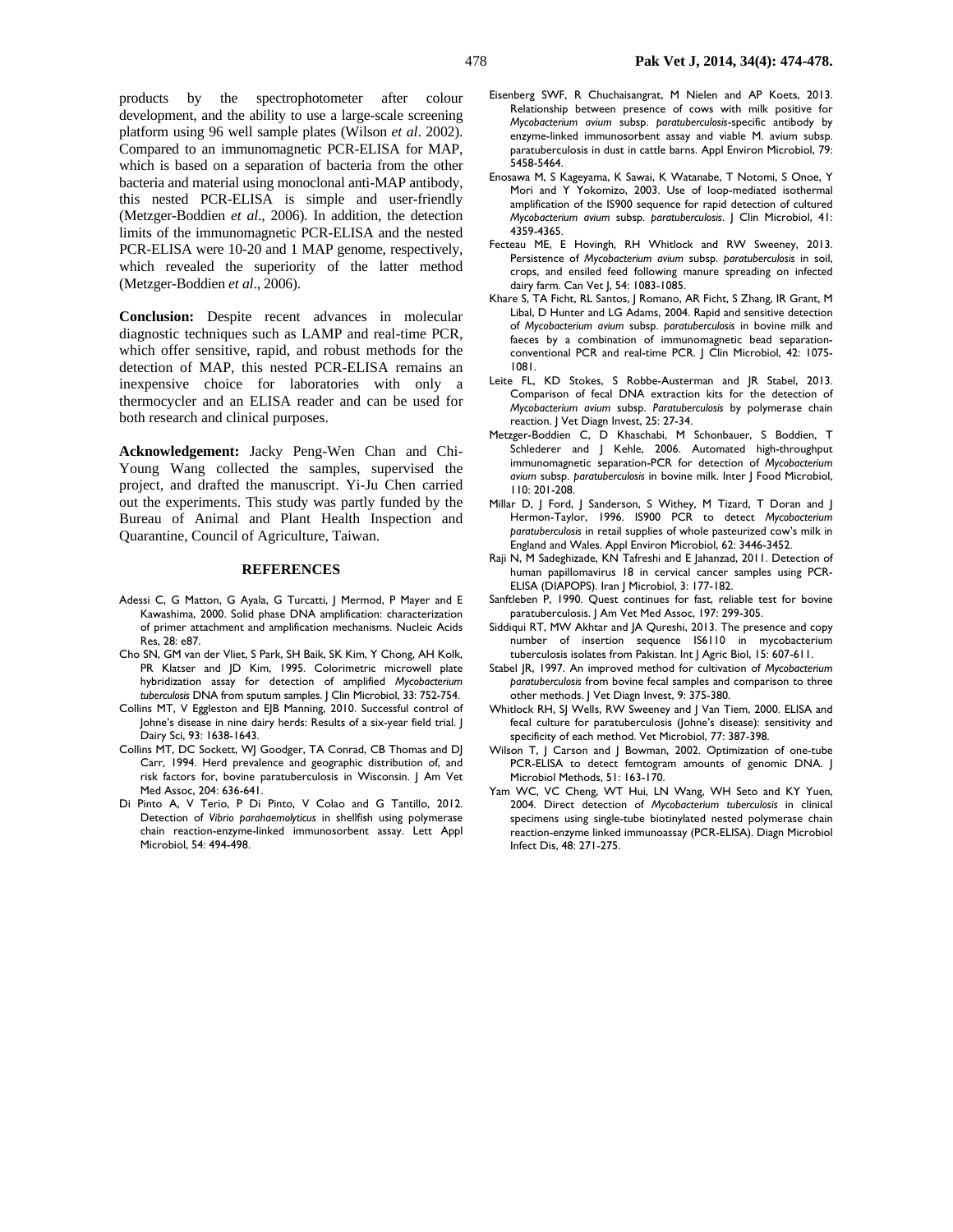products by the spectrophotometer after colour development, and the ability to use a large-scale screening platform using 96 well sample plates (Wilson *et al*. 2002). Compared to an immunomagnetic PCR-ELISA for MAP, which is based on a separation of bacteria from the other bacteria and material using monoclonal anti-MAP antibody, this nested PCR-ELISA is simple and user-friendly (Metzger-Boddien *et al*., 2006). In addition, the detection limits of the immunomagnetic PCR-ELISA and the nested PCR-ELISA were 10-20 and 1 MAP genome, respectively, which revealed the superiority of the latter method (Metzger-Boddien *et al*., 2006).

**Conclusion:** Despite recent advances in molecular diagnostic techniques such as LAMP and real-time PCR, which offer sensitive, rapid, and robust methods for the detection of MAP, this nested PCR-ELISA remains an inexpensive choice for laboratories with only a thermocycler and an ELISA reader and can be used for both research and clinical purposes.

**Acknowledgement:** Jacky Peng-Wen Chan and Chi-Young Wang collected the samples, supervised the project, and drafted the manuscript. Yi-Ju Chen carried out the experiments. This study was partly funded by the Bureau of Animal and Plant Health Inspection and Quarantine, Council of Agriculture, Taiwan.

## REFERENCES

Adessi C, G Matton, G Ayala, G Turcatti, J Mermod, P Mayer and E Kawashima, 2000. Solid phase DNA amplification: characterization of primer attachment and amplification mechanisms. Nucleic Acids Res, 28: e87.

Cho SN, GM van der Vliet, S Park, SH Baik, SK Kim, Y Chong, AH Kolk, PR Klatser and JD Kim, 1995. Colorimetric microwell plate hybridization assay for detection of amplified *Mycobacterium tuberculosis* DNA from sputum samples. J Clin Microbiol, 33: 752-754.

Collins MT, V Eggleston and EJB Manning, 2010. Successful control of Johne's disease in nine dairy herds: Results of a six-year field trial. J Dairy Sci, 93: 1638-1643.

Collins MT, DC Sockett, WJ Goodger, TA Conrad, CB Thomas and DJ Carr, 1994. Herd prevalence and geographic distribution of, and risk factors for, bovine paratuberculosis in Wisconsin. J Am Vet Med Assoc, 204: 636-641.

Di Pinto A, V Terio, P Di Pinto, V Colao and G Tantillo, 2012. Detection of *Vibrio parahaemolyticus* in shellfish using polymerase chain reaction-enzyme-linked immunosorbent assay. Lett Appl Microbiol, 54: 494-498.

Eisenberg SWF, R Chuchaisangrat, M Nielen and AP Koets, 2013. Relationship between presence of cows with milk positive for *Mycobacterium avium* subsp. *paratuberculosis*-specific antibody by enzyme-linked immunosorbent assay and viable M. avium subsp. paratuberculosis in dust in cattle barns. Appl Environ Microbiol, 79: 5458-5464.

Enosawa M, S Kageyama, K Sawai, K Watanabe, T Notomi, S Onoe, Y Mori and Y Yokomizo, 2003. Use of loop-mediated isothermal amplification of the IS900 sequence for rapid detection of cultured *Mycobacterium avium* subsp. *paratuberculosis*. J Clin Microbiol, 41: 4359-4365.

Fecteau ME, E Hovingh, RH Whitlock and RW Sweeney, 2013. Persistence of *Mycobacterium avium* subsp. *paratuberculosis* in soil, crops, and ensiled feed following manure spreading on infected dairy farm. Can Vet J, 54: 1083-1085.

Khare S, TA Ficht, RL Santos, J Romano, AR Ficht, S Zhang, IR Grant, M Libal, D Hunter and LG Adams, 2004. Rapid and sensitive detection of *Mycobacterium avium* subsp. *paratuberculosis* in bovine milk and faeces by a combination of immunomagnetic bead separation-conventional PCR and real-time PCR. J Clin Microbiol, 42: 1075-1081.

Leite FL, KD Stokes, S Robbe-Austerman and JR Stabel, 2013. Comparison of fecal DNA extraction kits for the detection of *Mycobacterium avium* subsp. *Paratuberculosis* by polymerase chain reaction. J Vet Diagn Invest, 25: 27-34.

Metzger-Boddien C, D Khaschabi, M Schonbauer, S Boddien, T Schlederer and J Kehle, 2006. Automated high-throughput immunomagnetic separation-PCR for detection of *Mycobacterium avium* subsp. *paratuberculosis* in bovine milk. Inter J Food Microbiol, 110: 201-208.

Millar D, J Ford, J Sanderson, S Withey, M Tizard, T Doran and J Hermon-Taylor, 1996. IS900 PCR to detect *Mycobacterium paratuberculosis* in retail supplies of whole pasteurized cow's milk in England and Wales. Appl Environ Microbiol, 62: 3446-3452.

Raji N, M Sadeghizade, KN Tafreshi and E Jahanzad, 2011. Detection of human papillomavirus 18 in cervical cancer samples using PCR-ELISA (DIAPOPS). Iran J Microbiol, 3: 177-182.

Sanftleben P, 1990. Quest continues for fast, reliable test for bovine paratuberculosis. J Am Vet Med Assoc, 197: 299-305.

Siddiqui RT, MW Akhtar and JA Qureshi, 2013. The presence and copy number of insertion sequence IS6110 in mycobacterium tuberculosis isolates from Pakistan. Int J Agric Biol, 15: 607-611.

Stabel JR, 1997. An improved method for cultivation of *Mycobacterium paratuberculosis* from bovine fecal samples and comparison to three other methods. J Vet Diagn Invest, 9: 375-380.

Whitlock RH, SJ Wells, RW Sweeney and J Van Tiem, 2000. ELISA and fecal culture for paratuberculosis (Johne's disease): sensitivity and specificity of each method. Vet Microbiol, 77: 387-398.

Wilson T, J Carson and J Bowman, 2002. Optimization of one-tube PCR-ELISA to detect femtogram amounts of genomic DNA. J Microbiol Methods, 51: 163-170.

Yam WC, VC Cheng, WT Hui, LN Wang, WH Seto and KY Yuen, 2004. Direct detection of *Mycobacterium tuberculosis* in clinical specimens using single-tube biotinylated nested polymerase chain reaction-enzyme linked immunoassay (PCR-ELISA). Diagn Microbiol Infect Dis, 48: 271-275.